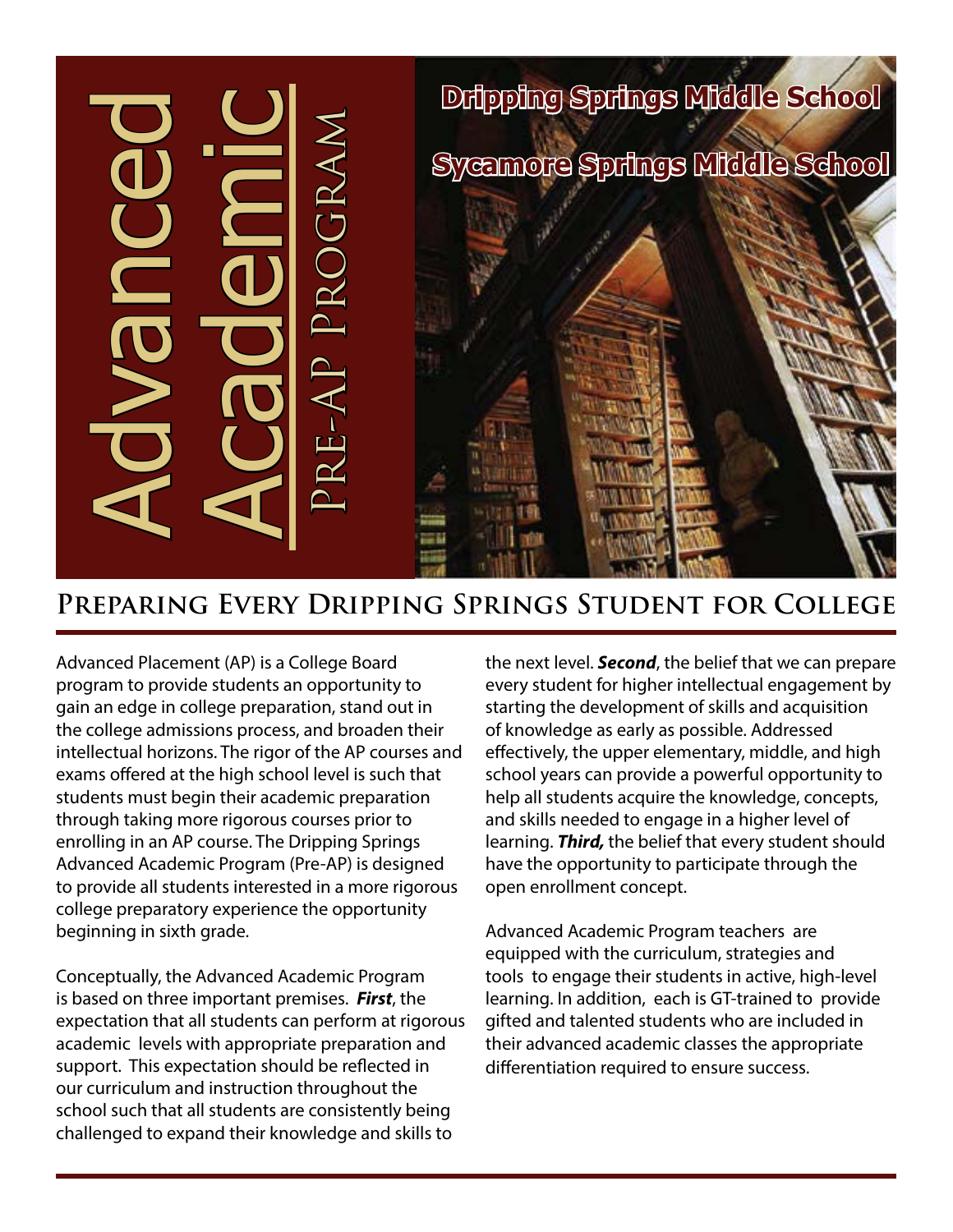# Advanced Academic

## Pre-AP Program

**Dripping Springs Middle School**

**Sycamore Springs Middle School**

## Preparing Every Dripping Springs Student for College

Advanced Placement (AP) is a College Board program to provide students an opportunity to gain an edge in college preparation, stand out in the college admissions process, and broaden their intellectual horizons. The rigor of the AP courses and exams offered at the high school level is such that students must begin their academic preparation through taking more rigorous courses prior to enrolling in an AP course. The Dripping Springs Advanced Academic Program (Pre-AP) is designed to provide all students interested in a more rigorous college preparatory experience the opportunity beginning in sixth grade.

Conceptually, the Advanced Academic Program is based on three important premises. ***First***, the expectation that all students can perform at rigorous academic levels with appropriate preparation and support. This expectation should be reflected in our curriculum and instruction throughout the school such that all students are consistently being challenged to expand their knowledge and skills to the next level. ***Second***, the belief that we can prepare every student for higher intellectual engagement by starting the development of skills and acquisition of knowledge as early as possible. Addressed effectively, the upper elementary, middle, and high school years can provide a powerful opportunity to help all students acquire the knowledge, concepts, and skills needed to engage in a higher level of learning. ***Third,*** the belief that every student should have the opportunity to participate through the open enrollment concept.

Advanced Academic Program teachers are equipped with the curriculum, strategies and tools to engage their students in active, high-level learning. In addition, each is GT-trained to provide gifted and talented students who are included in their advanced academic classes the appropriate differentiation required to ensure success.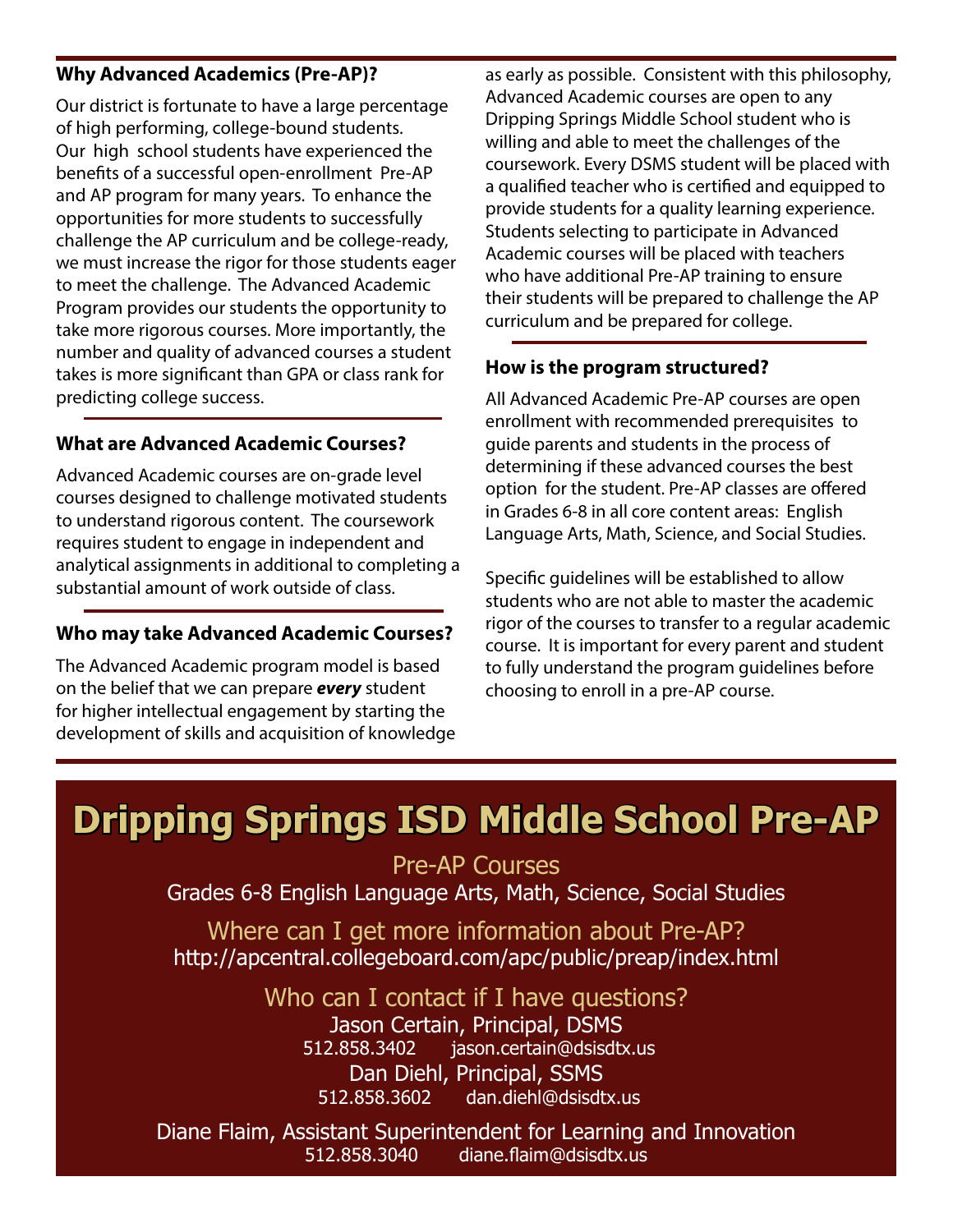### Why Advanced Academics (Pre-AP)?

Our district is fortunate to have a large percentage of high performing, college-bound students. Our high school students have experienced the benefits of a successful open-enrollment Pre-AP and AP program for many years. To enhance the opportunities for more students to successfully challenge the AP curriculum and be college-ready, we must increase the rigor for those students eager to meet the challenge. The Advanced Academic Program provides our students the opportunity to take more rigorous courses. More importantly, the number and quality of advanced courses a student takes is more significant than GPA or class rank for predicting college success.

### What are Advanced Academic Courses?

Advanced Academic courses are on-grade level courses designed to challenge motivated students to understand rigorous content. The coursework requires student to engage in independent and analytical assignments in additional to completing a substantial amount of work outside of class.

### Who may take Advanced Academic Courses?

The Advanced Academic program model is based on the belief that we can prepare ***every*** student for higher intellectual engagement by starting the development of skills and acquisition of knowledge as early as possible. Consistent with this philosophy, Advanced Academic courses are open to any Dripping Springs Middle School student who is willing and able to meet the challenges of the coursework. Every DSMS student will be placed with a qualified teacher who is certified and equipped to provide students for a quality learning experience. Students selecting to participate in Advanced Academic courses will be placed with teachers who have additional Pre-AP training to ensure their students will be prepared to challenge the AP curriculum and be prepared for college.

### How is the program structured?

All Advanced Academic Pre-AP courses are open enrollment with recommended prerequisites to guide parents and students in the process of determining if these advanced courses the best option for the student. Pre-AP classes are offered in Grades 6-8 in all core content areas: English Language Arts, Math, Science, and Social Studies.

Specific guidelines will be established to allow students who are not able to master the academic rigor of the courses to transfer to a regular academic course. It is important for every parent and student to fully understand the program guidelines before choosing to enroll in a pre-AP course.

# Dripping Springs ISD Middle School Pre-AP

Pre-AP Courses

Grades 6-8 English Language Arts, Math, Science, Social Studies

Where can I get more information about Pre-AP?

http://apcentral.collegeboard.com/apc/public/preap/index.html

Who can I contact if I have questions?

Jason Certain, Principal, DSMS
512.858.3402 jason.certain@dsisdtx.us

Dan Diehl, Principal, SSMS
512.858.3602 dan.diehl@dsisdtx.us

Diane Flaim, Assistant Superintendent for Learning and Innovation
512.858.3040 diane.flaim@dsisdtx.us